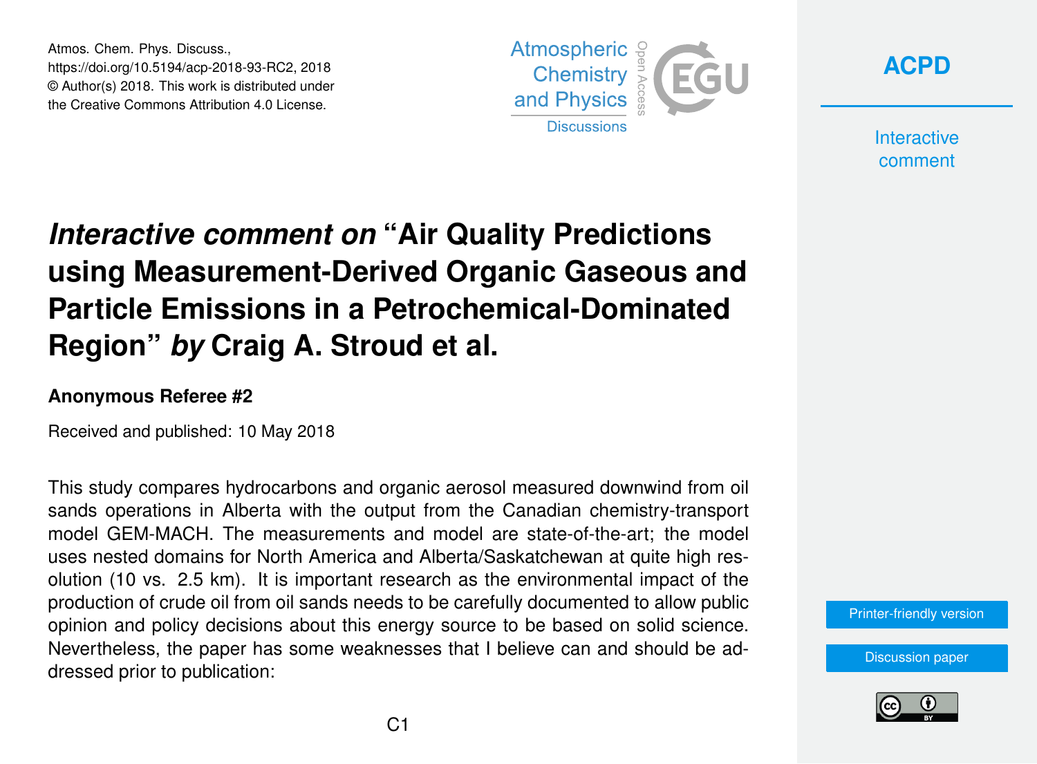# *Interactive comment on* "Air Quality Predictions using Measurement-Derived Organic Gaseous and Particle Emissions in a Petrochemical-Dominated Region" *by* Craig A. Stroud et al.

**Anonymous Referee #2**

Received and published: 10 May 2018

This study compares hydrocarbons and organic aerosol measured downwind from oil sands operations in Alberta with the output from the Canadian chemistry-transport model GEM-MACH. The measurements and model are state-of-the-art; the model uses nested domains for North America and Alberta/Saskatchewan at quite high resolution (10 vs. 2.5 km). It is important research as the environmental impact of the production of crude oil from oil sands needs to be carefully documented to allow public opinion and policy decisions about this energy source to be based on solid science. Nevertheless, the paper has some weaknesses that I believe can and should be addressed prior to publication: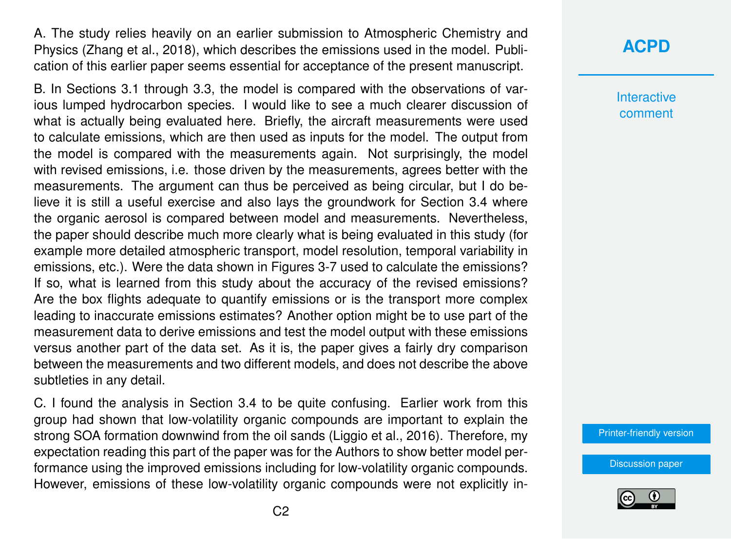A. The study relies heavily on an earlier submission to Atmospheric Chemistry and Physics (Zhang et al., 2018), which describes the emissions used in the model. Publication of this earlier paper seems essential for acceptance of the present manuscript.

B. In Sections 3.1 through 3.3, the model is compared with the observations of various lumped hydrocarbon species. I would like to see a much clearer discussion of what is actually being evaluated here. Briefly, the aircraft measurements were used to calculate emissions, which are then used as inputs for the model. The output from the model is compared with the measurements again. Not surprisingly, the model with revised emissions, i.e. those driven by the measurements, agrees better with the measurements. The argument can thus be perceived as being circular, but I do believe it is still a useful exercise and also lays the groundwork for Section 3.4 where the organic aerosol is compared between model and measurements. Nevertheless, the paper should describe much more clearly what is being evaluated in this study (for example more detailed atmospheric transport, model resolution, temporal variability in emissions, etc.). Were the data shown in Figures 3-7 used to calculate the emissions? If so, what is learned from this study about the accuracy of the revised emissions? Are the box flights adequate to quantify emissions or is the transport more complex leading to inaccurate emissions estimates? Another option might be to use part of the measurement data to derive emissions and test the model output with these emissions versus another part of the data set. As it is, the paper gives a fairly dry comparison between the measurements and two different models, and does not describe the above subtleties in any detail.

C. I found the analysis in Section 3.4 to be quite confusing. Earlier work from this group had shown that low-volatility organic compounds are important to explain the strong SOA formation downwind from the oil sands (Liggio et al., 2016). Therefore, my expectation reading this part of the paper was for the Authors to show better model performance using the improved emissions including for low-volatility organic compounds. However, emissions of these low-volatility organic compounds were not explicitly in-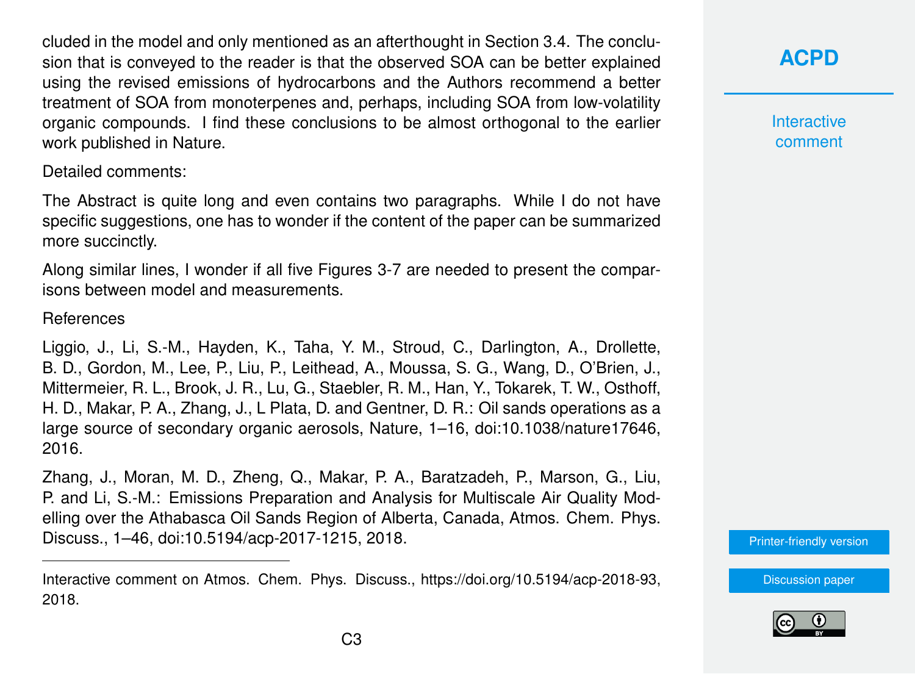cluded in the model and only mentioned as an afterthought in Section 3.4. The conclusion that is conveyed to the reader is that the observed SOA can be better explained using the revised emissions of hydrocarbons and the Authors recommend a better treatment of SOA from monoterpenes and, perhaps, including SOA from low-volatility organic compounds. I find these conclusions to be almost orthogonal to the earlier work published in Nature.

Detailed comments:

The Abstract is quite long and even contains two paragraphs. While I do not have specific suggestions, one has to wonder if the content of the paper can be summarized more succinctly.

Along similar lines, I wonder if all five Figures 3-7 are needed to present the comparisons between model and measurements.

References

Liggio, J., Li, S.-M., Hayden, K., Taha, Y. M., Stroud, C., Darlington, A., Drollette, B. D., Gordon, M., Lee, P., Liu, P., Leithead, A., Moussa, S. G., Wang, D., O'Brien, J., Mittermeier, R. L., Brook, J. R., Lu, G., Staebler, R. M., Han, Y., Tokarek, T. W., Osthoff, H. D., Makar, P. A., Zhang, J., L Plata, D. and Gentner, D. R.: Oil sands operations as a large source of secondary organic aerosols, Nature, 1–16, doi:10.1038/nature17646, 2016.

Zhang, J., Moran, M. D., Zheng, Q., Makar, P. A., Baratzadeh, P., Marson, G., Liu, P. and Li, S.-M.: Emissions Preparation and Analysis for Multiscale Air Quality Modelling over the Athabasca Oil Sands Region of Alberta, Canada, Atmos. Chem. Phys. Discuss., 1–46, doi:10.5194/acp-2017-1215, 2018.

---

Interactive comment on Atmos. Chem. Phys. Discuss., https://doi.org/10.5194/acp-2018-93, 2018.